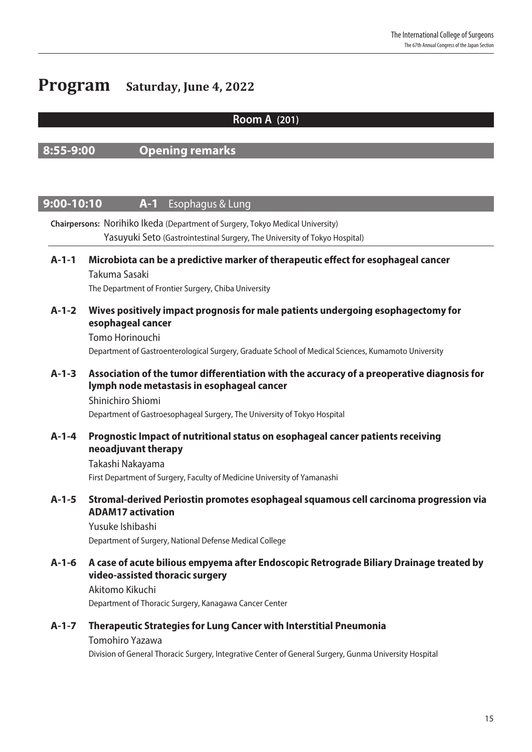# Program Saturday, June 4, 2022

## Room A (201)

## 8:55-9:00 Opening remarks

## 9:00-10:10 A-1 Esophagus & Lung

**Chairpersons:** Norihiko Ikeda (Department of Surgery, Tokyo Medical University)
Yasuyuki Seto (Gastrointestinal Surgery, The University of Tokyo Hospital)

**A-1-1 Microbiota can be a predictive marker of therapeutic effect for esophageal cancer**
Takuma Sasaki
The Department of Frontier Surgery, Chiba University

**A-1-2 Wives positively impact prognosis for male patients undergoing esophagectomy for esophageal cancer**
Tomo Horinouchi
Department of Gastroenterological Surgery, Graduate School of Medical Sciences, Kumamoto University

**A-1-3 Association of the tumor differentiation with the accuracy of a preoperative diagnosis for lymph node metastasis in esophageal cancer**
Shinichiro Shiomi
Department of Gastroesophageal Surgery, The University of Tokyo Hospital

**A-1-4 Prognostic Impact of nutritional status on esophageal cancer patients receiving neoadjuvant therapy**
Takashi Nakayama
First Department of Surgery, Faculty of Medicine University of Yamanashi

**A-1-5 Stromal-derived Periostin promotes esophageal squamous cell carcinoma progression via ADAM17 activation**
Yusuke Ishibashi
Department of Surgery, National Defense Medical College

**A-1-6 A case of acute bilious empyema after Endoscopic Retrograde Biliary Drainage treated by video-assisted thoracic surgery**
Akitomo Kikuchi
Department of Thoracic Surgery, Kanagawa Cancer Center

**A-1-7 Therapeutic Strategies for Lung Cancer with Interstitial Pneumonia**
Tomohiro Yazawa
Division of General Thoracic Surgery, Integrative Center of General Surgery, Gunma University Hospital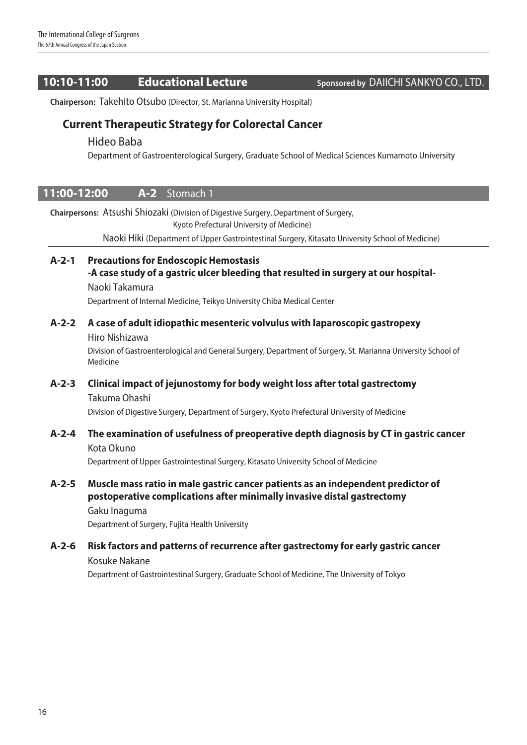## 10:10-11:00 Educational Lecture

Sponsored by DAIICHI SANKYO CO., LTD.

**Chairperson:** Takehito Otsubo (Director, St. Marianna University Hospital)

### Current Therapeutic Strategy for Colorectal Cancer

Hideo Baba

Department of Gastroenterological Surgery, Graduate School of Medical Sciences Kumamoto University

## 11:00-12:00 A-2 Stomach 1

**Chairpersons:** Atsushi Shiozaki (Division of Digestive Surgery, Department of Surgery, Kyoto Prefectural University of Medicine)

Naoki Hiki (Department of Upper Gastrointestinal Surgery, Kitasato University School of Medicine)

**A-2-1 Precautions for Endoscopic Hemostasis -A case study of a gastric ulcer bleeding that resulted in surgery at our hospital-**

Naoki Takamura

Department of Internal Medicine, Teikyo University Chiba Medical Center

**A-2-2 A case of adult idiopathic mesenteric volvulus with laparoscopic gastropexy**

Hiro Nishizawa

Division of Gastroenterological and General Surgery, Department of Surgery, St. Marianna University School of Medicine

**A-2-3 Clinical impact of jejunostomy for body weight loss after total gastrectomy**

Takuma Ohashi

Division of Digestive Surgery, Department of Surgery, Kyoto Prefectural University of Medicine

**A-2-4 The examination of usefulness of preoperative depth diagnosis by CT in gastric cancer**

Kota Okuno

Department of Upper Gastrointestinal Surgery, Kitasato University School of Medicine

**A-2-5 Muscle mass ratio in male gastric cancer patients as an independent predictor of postoperative complications after minimally invasive distal gastrectomy**

Gaku Inaguma

Department of Surgery, Fujita Health University

**A-2-6 Risk factors and patterns of recurrence after gastrectomy for early gastric cancer**

Kosuke Nakane

Department of Gastrointestinal Surgery, Graduate School of Medicine, The University of Tokyo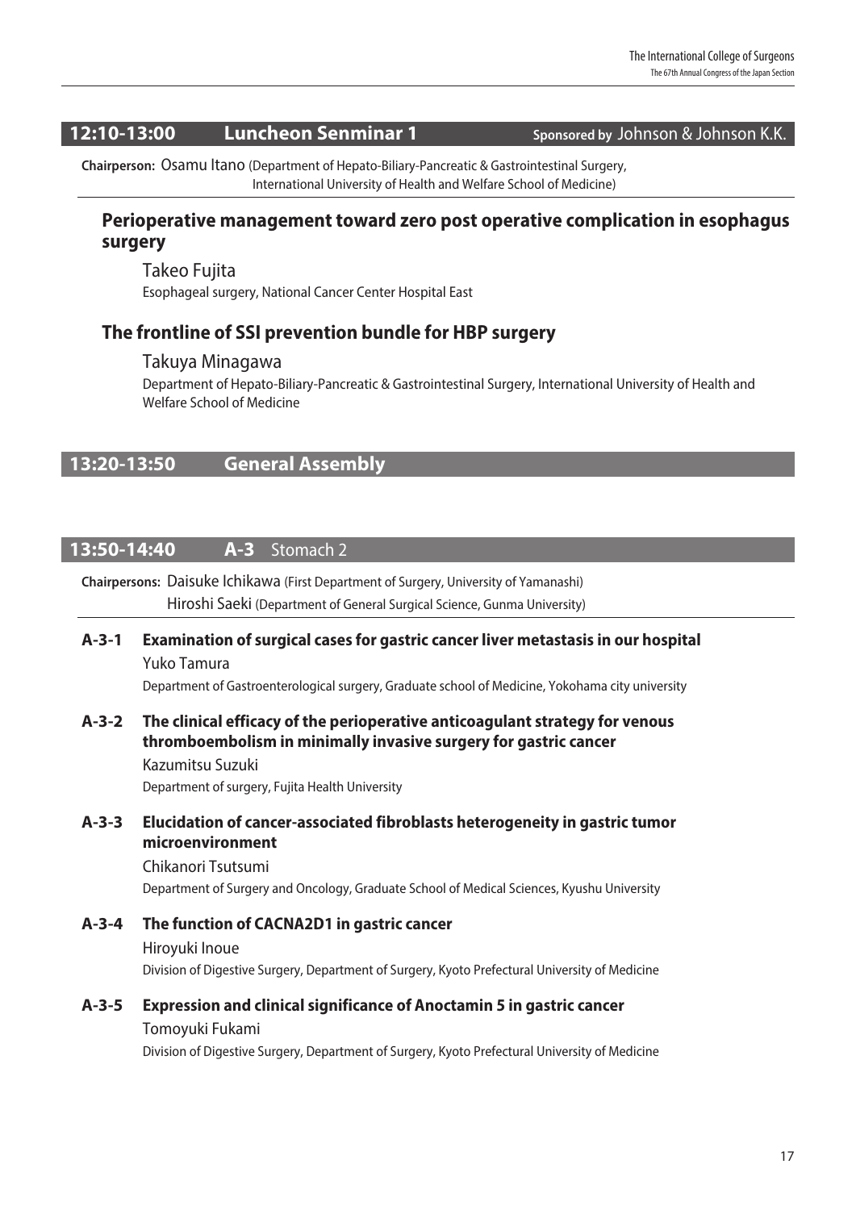## 12:10-13:00 Luncheon Senminar 1 Sponsored by Johnson & Johnson K.K.

**Chairperson:** Osamu Itano (Department of Hepato-Biliary-Pancreatic & Gastrointestinal Surgery, International University of Health and Welfare School of Medicine)

### Perioperative management toward zero post operative complication in esophagus surgery

Takeo Fujita
Esophageal surgery, National Cancer Center Hospital East

### The frontline of SSI prevention bundle for HBP surgery

Takuya Minagawa
Department of Hepato-Biliary-Pancreatic & Gastrointestinal Surgery, International University of Health and Welfare School of Medicine

## 13:20-13:50 General Assembly

## 13:50-14:40 A-3 Stomach 2

**Chairpersons:** Daisuke Ichikawa (First Department of Surgery, University of Yamanashi)
Hiroshi Saeki (Department of General Surgical Science, Gunma University)

**A-3-1 Examination of surgical cases for gastric cancer liver metastasis in our hospital**
Yuko Tamura
Department of Gastroenterological surgery, Graduate school of Medicine, Yokohama city university

**A-3-2 The clinical efficacy of the perioperative anticoagulant strategy for venous thromboembolism in minimally invasive surgery for gastric cancer**
Kazumitsu Suzuki
Department of surgery, Fujita Health University

**A-3-3 Elucidation of cancer-associated fibroblasts heterogeneity in gastric tumor microenvironment**
Chikanori Tsutsumi
Department of Surgery and Oncology, Graduate School of Medical Sciences, Kyushu University

**A-3-4 The function of CACNA2D1 in gastric cancer**
Hiroyuki Inoue
Division of Digestive Surgery, Department of Surgery, Kyoto Prefectural University of Medicine

**A-3-5 Expression and clinical significance of Anoctamin 5 in gastric cancer**
Tomoyuki Fukami
Division of Digestive Surgery, Department of Surgery, Kyoto Prefectural University of Medicine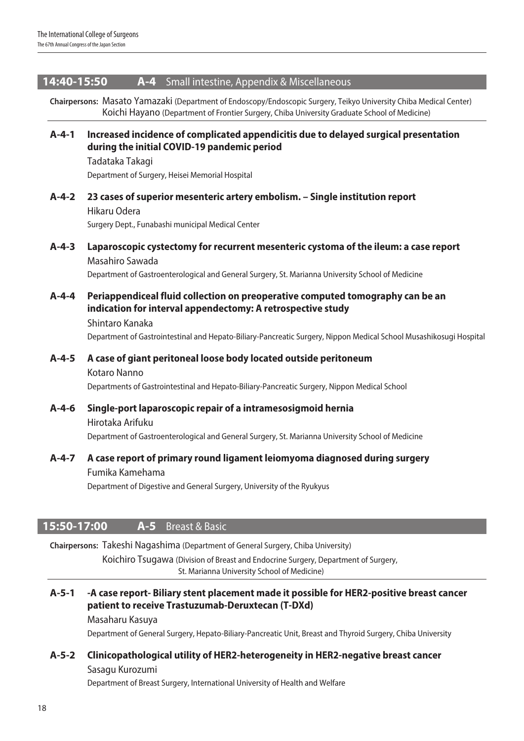## 14:40-15:50 A-4 Small intestine, Appendix & Miscellaneous

**Chairpersons:** Masato Yamazaki (Department of Endoscopy/Endoscopic Surgery, Teikyo University Chiba Medical Center)
Koichi Hayano (Department of Frontier Surgery, Chiba University Graduate School of Medicine)

**A-4-1 Increased incidence of complicated appendicitis due to delayed surgical presentation during the initial COVID-19 pandemic period**
Tadataka Takagi
Department of Surgery, Heisei Memorial Hospital

**A-4-2 23 cases of superior mesenteric artery embolism. – Single institution report**
Hikaru Odera
Surgery Dept., Funabashi municipal Medical Center

**A-4-3 Laparoscopic cystectomy for recurrent mesenteric cystoma of the ileum: a case report**
Masahiro Sawada
Department of Gastroenterological and General Surgery, St. Marianna University School of Medicine

**A-4-4 Periappendiceal fluid collection on preoperative computed tomography can be an indication for interval appendectomy: A retrospective study**
Shintaro Kanaka
Department of Gastrointestinal and Hepato-Biliary-Pancreatic Surgery, Nippon Medical School Musashikosugi Hospital

**A-4-5 A case of giant peritoneal loose body located outside peritoneum**
Kotaro Nanno
Departments of Gastrointestinal and Hepato-Biliary-Pancreatic Surgery, Nippon Medical School

**A-4-6 Single-port laparoscopic repair of a intramesosigmoid hernia**
Hirotaka Arifuku
Department of Gastroenterological and General Surgery, St. Marianna University School of Medicine

**A-4-7 A case report of primary round ligament leiomyoma diagnosed during surgery**
Fumika Kamehama
Department of Digestive and General Surgery, University of the Ryukyus

## 15:50-17:00 A-5 Breast & Basic

**Chairpersons:** Takeshi Nagashima (Department of General Surgery, Chiba University)
Koichiro Tsugawa (Division of Breast and Endocrine Surgery, Department of Surgery, St. Marianna University School of Medicine)

**A-5-1 -A case report- Biliary stent placement made it possible for HER2-positive breast cancer patient to receive Trastuzumab-Deruxtecan (T-DXd)**
Masaharu Kasuya
Department of General Surgery, Hepato-Biliary-Pancreatic Unit, Breast and Thyroid Surgery, Chiba University

**A-5-2 Clinicopathological utility of HER2-heterogeneity in HER2-negative breast cancer**
Sasagu Kurozumi
Department of Breast Surgery, International University of Health and Welfare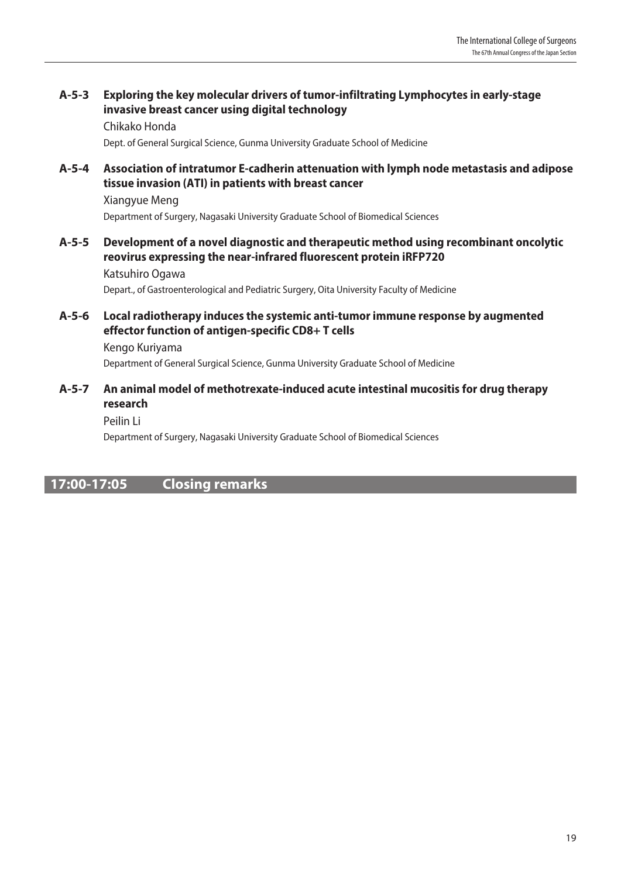**A-5-3 Exploring the key molecular drivers of tumor-infiltrating Lymphocytes in early-stage invasive breast cancer using digital technology**

Chikako Honda

Dept. of General Surgical Science, Gunma University Graduate School of Medicine

**A-5-4 Association of intratumor E-cadherin attenuation with lymph node metastasis and adipose tissue invasion (ATI) in patients with breast cancer**

Xiangyue Meng

Department of Surgery, Nagasaki University Graduate School of Biomedical Sciences

**A-5-5 Development of a novel diagnostic and therapeutic method using recombinant oncolytic reovirus expressing the near-infrared fluorescent protein iRFP720**

Katsuhiro Ogawa

Depart., of Gastroenterological and Pediatric Surgery, Oita University Faculty of Medicine

**A-5-6 Local radiotherapy induces the systemic anti-tumor immune response by augmented effector function of antigen-specific CD8+ T cells**

Kengo Kuriyama

Department of General Surgical Science, Gunma University Graduate School of Medicine

**A-5-7 An animal model of methotrexate-induced acute intestinal mucositis for drug therapy research**

Peilin Li

Department of Surgery, Nagasaki University Graduate School of Biomedical Sciences

## 17:00-17:05 Closing remarks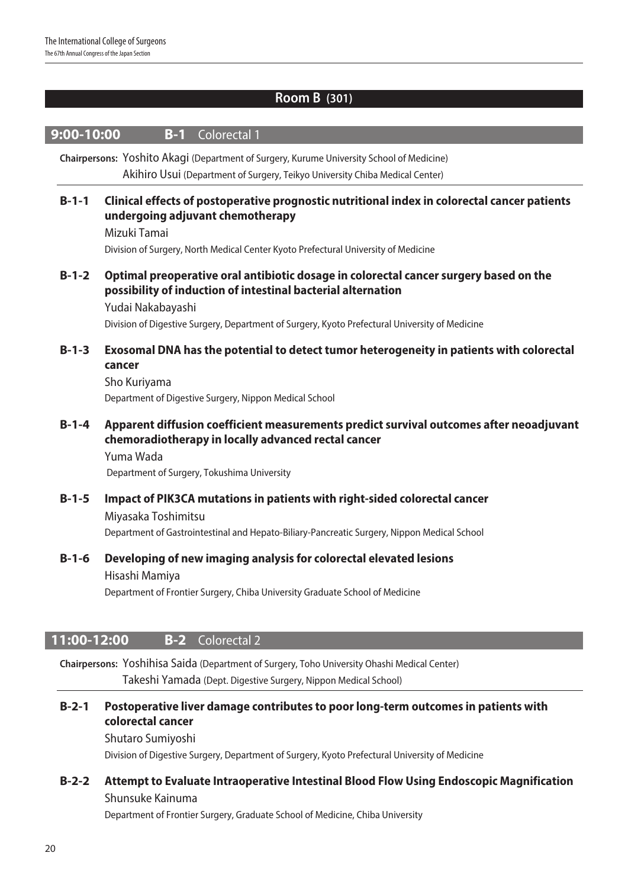## Room B (301)

### 9:00-10:00 **B-1** Colorectal 1

**Chairpersons:** Yoshito Akagi (Department of Surgery, Kurume University School of Medicine)
Akihiro Usui (Department of Surgery, Teikyo University Chiba Medical Center)

**B-1-1 Clinical effects of postoperative prognostic nutritional index in colorectal cancer patients undergoing adjuvant chemotherapy**
Mizuki Tamai
Division of Surgery, North Medical Center Kyoto Prefectural University of Medicine

**B-1-2 Optimal preoperative oral antibiotic dosage in colorectal cancer surgery based on the possibility of induction of intestinal bacterial alternation**
Yudai Nakabayashi
Division of Digestive Surgery, Department of Surgery, Kyoto Prefectural University of Medicine

**B-1-3 Exosomal DNA has the potential to detect tumor heterogeneity in patients with colorectal cancer**
Sho Kuriyama
Department of Digestive Surgery, Nippon Medical School

**B-1-4 Apparent diffusion coefficient measurements predict survival outcomes after neoadjuvant chemoradiotherapy in locally advanced rectal cancer**
Yuma Wada
Department of Surgery, Tokushima University

**B-1-5 Impact of PIK3CA mutations in patients with right-sided colorectal cancer**
Miyasaka Toshimitsu
Department of Gastrointestinal and Hepato-Biliary-Pancreatic Surgery, Nippon Medical School

**B-1-6 Developing of new imaging analysis for colorectal elevated lesions**
Hisashi Mamiya
Department of Frontier Surgery, Chiba University Graduate School of Medicine

### 11:00-12:00 **B-2** Colorectal 2

**Chairpersons:** Yoshihisa Saida (Department of Surgery, Toho University Ohashi Medical Center)
Takeshi Yamada (Dept. Digestive Surgery, Nippon Medical School)

**B-2-1 Postoperative liver damage contributes to poor long-term outcomes in patients with colorectal cancer**
Shutaro Sumiyoshi
Division of Digestive Surgery, Department of Surgery, Kyoto Prefectural University of Medicine

**B-2-2 Attempt to Evaluate Intraoperative Intestinal Blood Flow Using Endoscopic Magnification**
Shunsuke Kainuma
Department of Frontier Surgery, Graduate School of Medicine, Chiba University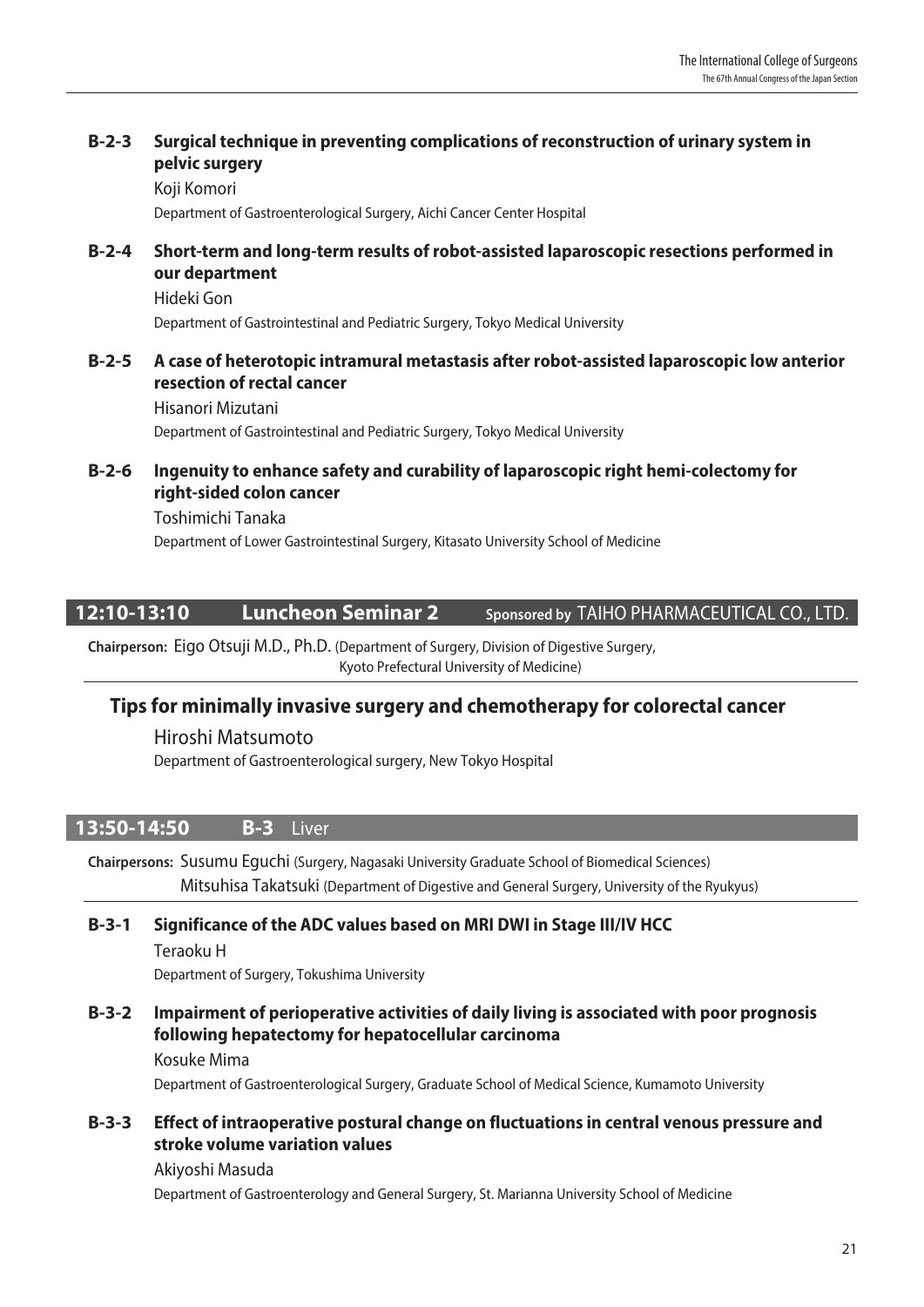**B-2-3 Surgical technique in preventing complications of reconstruction of urinary system in pelvic surgery**

Koji Komori

Department of Gastroenterological Surgery, Aichi Cancer Center Hospital

**B-2-4 Short-term and long-term results of robot-assisted laparoscopic resections performed in our department**

Hideki Gon

Department of Gastrointestinal and Pediatric Surgery, Tokyo Medical University

**B-2-5 A case of heterotopic intramural metastasis after robot-assisted laparoscopic low anterior resection of rectal cancer**

Hisanori Mizutani

Department of Gastrointestinal and Pediatric Surgery, Tokyo Medical University

**B-2-6 Ingenuity to enhance safety and curability of laparoscopic right hemi-colectomy for right-sided colon cancer**

Toshimichi Tanaka

Department of Lower Gastrointestinal Surgery, Kitasato University School of Medicine

## 12:10-13:10 Luncheon Seminar 2 Sponsored by TAIHO PHARMACEUTICAL CO., LTD.

**Chairperson:** Eigo Otsuji M.D., Ph.D. (Department of Surgery, Division of Digestive Surgery, Kyoto Prefectural University of Medicine)

### Tips for minimally invasive surgery and chemotherapy for colorectal cancer

Hiroshi Matsumoto

Department of Gastroenterological surgery, New Tokyo Hospital

## 13:50-14:50 B-3 Liver

**Chairpersons:** Susumu Eguchi (Surgery, Nagasaki University Graduate School of Biomedical Sciences)
Mitsuhisa Takatsuki (Department of Digestive and General Surgery, University of the Ryukyus)

**B-3-1 Significance of the ADC values based on MRI DWI in Stage III/IV HCC**

Teraoku H

Department of Surgery, Tokushima University

**B-3-2 Impairment of perioperative activities of daily living is associated with poor prognosis following hepatectomy for hepatocellular carcinoma**

Kosuke Mima

Department of Gastroenterological Surgery, Graduate School of Medical Science, Kumamoto University

**B-3-3 Effect of intraoperative postural change on fluctuations in central venous pressure and stroke volume variation values**

Akiyoshi Masuda

Department of Gastroenterology and General Surgery, St. Marianna University School of Medicine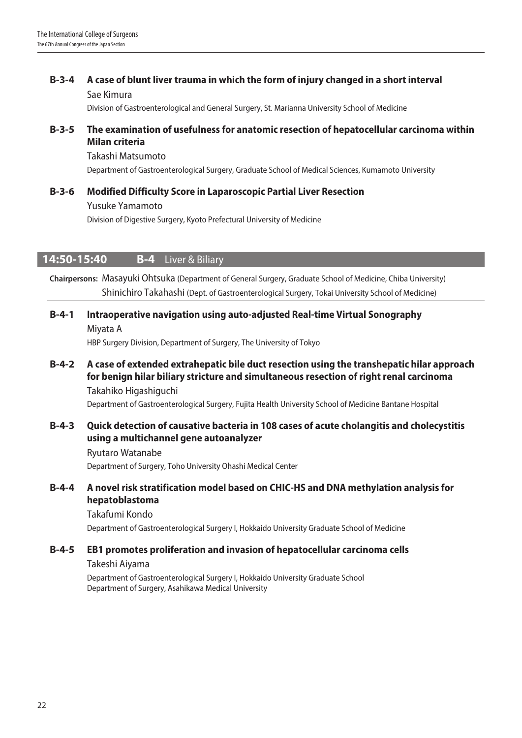**B-3-4 A case of blunt liver trauma in which the form of injury changed in a short interval**

Sae Kimura

Division of Gastroenterological and General Surgery, St. Marianna University School of Medicine

**B-3-5 The examination of usefulness for anatomic resection of hepatocellular carcinoma within Milan criteria**

Takashi Matsumoto

Department of Gastroenterological Surgery, Graduate School of Medical Sciences, Kumamoto University

**B-3-6 Modified Difficulty Score in Laparoscopic Partial Liver Resection**

Yusuke Yamamoto

Division of Digestive Surgery, Kyoto Prefectural University of Medicine

## 14:50-15:40 B-4 Liver & Biliary

**Chairpersons:** Masayuki Ohtsuka (Department of General Surgery, Graduate School of Medicine, Chiba University)
Shinichiro Takahashi (Dept. of Gastroenterological Surgery, Tokai University School of Medicine)

**B-4-1 Intraoperative navigation using auto-adjusted Real-time Virtual Sonography**

Miyata A

HBP Surgery Division, Department of Surgery, The University of Tokyo

**B-4-2 A case of extended extrahepatic bile duct resection using the transhepatic hilar approach for benign hilar biliary stricture and simultaneous resection of right renal carcinoma**

Takahiko Higashiguchi

Department of Gastroenterological Surgery, Fujita Health University School of Medicine Bantane Hospital

**B-4-3 Quick detection of causative bacteria in 108 cases of acute cholangitis and cholecystitis using a multichannel gene autoanalyzer**

Ryutaro Watanabe

Department of Surgery, Toho University Ohashi Medical Center

**B-4-4 A novel risk stratification model based on CHIC-HS and DNA methylation analysis for hepatoblastoma**

Takafumi Kondo

Department of Gastroenterological Surgery I, Hokkaido University Graduate School of Medicine

**B-4-5 EB1 promotes proliferation and invasion of hepatocellular carcinoma cells**

Takeshi Aiyama

Department of Gastroenterological Surgery I, Hokkaido University Graduate School
Department of Surgery, Asahikawa Medical University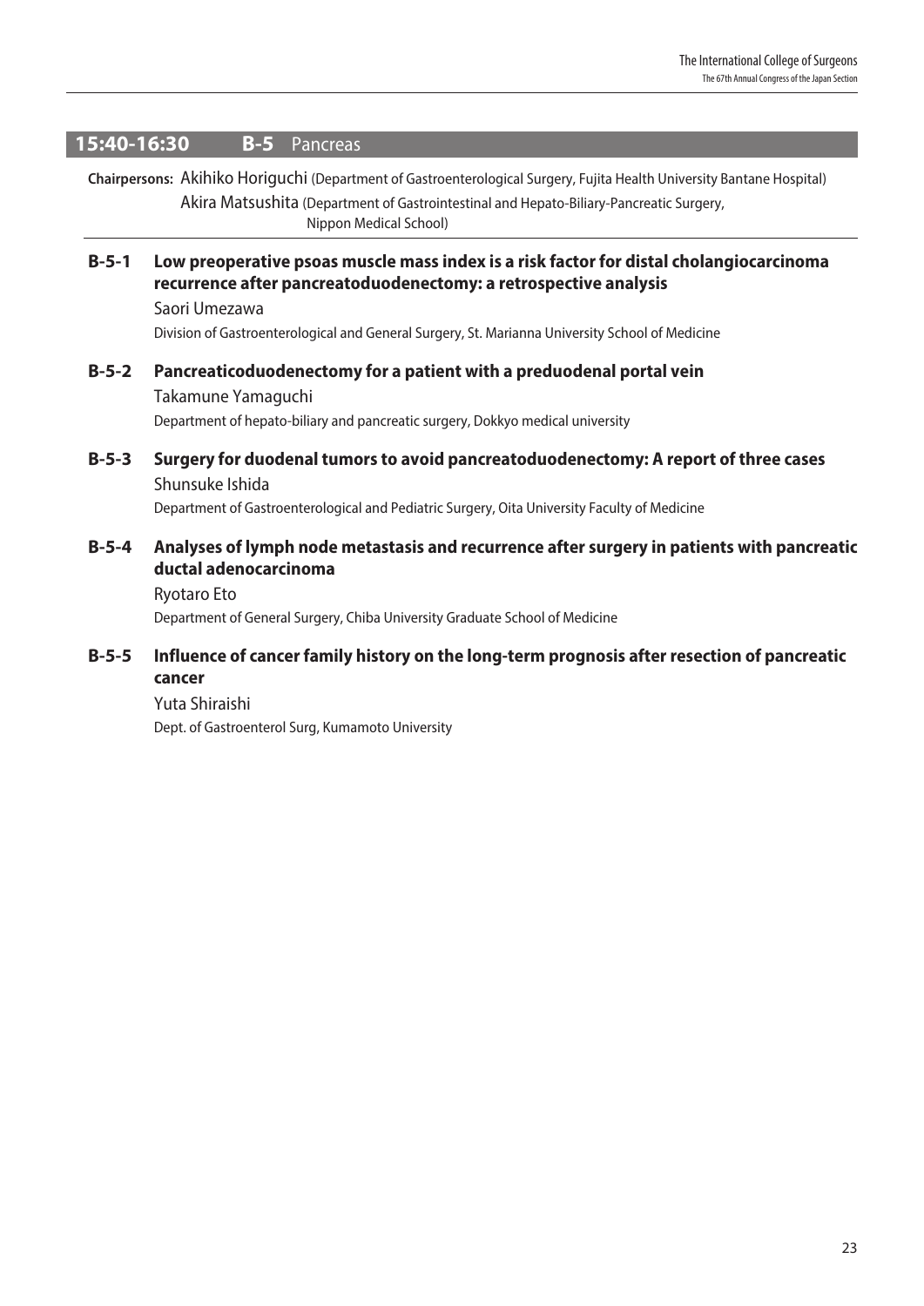## 15:40-16:30 **B-5** Pancreas

**Chairpersons:** Akihiko Horiguchi (Department of Gastroenterological Surgery, Fujita Health University Bantane Hospital)
Akira Matsushita (Department of Gastrointestinal and Hepato-Biliary-Pancreatic Surgery, Nippon Medical School)

---

### B-5-1 Low preoperative psoas muscle mass index is a risk factor for distal cholangiocarcinoma recurrence after pancreatoduodenectomy: a retrospective analysis

Saori Umezawa

Division of Gastroenterological and General Surgery, St. Marianna University School of Medicine

### B-5-2 Pancreaticoduodenectomy for a patient with a preduodenal portal vein

Takamune Yamaguchi

Department of hepato-biliary and pancreatic surgery, Dokkyo medical university

### B-5-3 Surgery for duodenal tumors to avoid pancreatoduodenectomy: A report of three cases

Shunsuke Ishida

Department of Gastroenterological and Pediatric Surgery, Oita University Faculty of Medicine

### B-5-4 Analyses of lymph node metastasis and recurrence after surgery in patients with pancreatic ductal adenocarcinoma

Ryotaro Eto

Department of General Surgery, Chiba University Graduate School of Medicine

### B-5-5 Influence of cancer family history on the long-term prognosis after resection of pancreatic cancer

Yuta Shiraishi

Dept. of Gastroenterol Surg, Kumamoto University